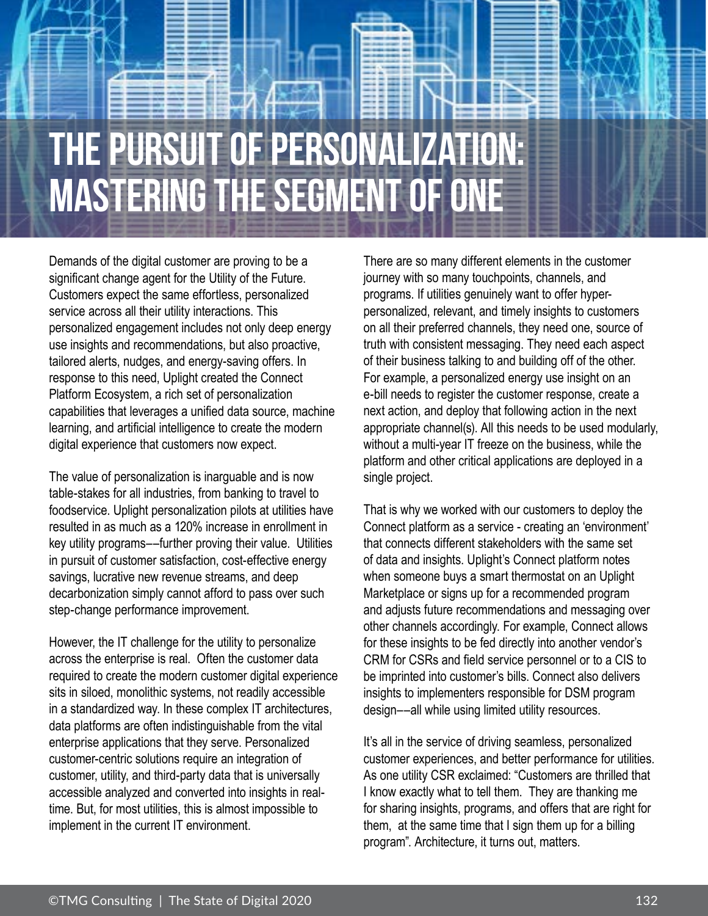# THE PURSUIT OF PERSONALIZATION: MASTERING THE SEGMENT OF ONE

Demands of the digital customer are proving to be a significant change agent for the Utility of the Future. Customers expect the same effortless, personalized service across all their utility interactions. This personalized engagement includes not only deep energy use insights and recommendations, but also proactive, tailored alerts, nudges, and energy-saving offers. In response to this need, Uplight created the Connect Platform Ecosystem, a rich set of personalization capabilities that leverages a unified data source, machine learning, and artificial intelligence to create the modern digital experience that customers now expect.

The value of personalization is inarguable and is now table-stakes for all industries, from banking to travel to foodservice. Uplight personalization pilots at utilities have resulted in as much as a 120% increase in enrollment in key utility programs––further proving their value. Utilities in pursuit of customer satisfaction, cost-effective energy savings, lucrative new revenue streams, and deep decarbonization simply cannot afford to pass over such step-change performance improvement.

However, the IT challenge for the utility to personalize across the enterprise is real. Often the customer data required to create the modern customer digital experience sits in siloed, monolithic systems, not readily accessible in a standardized way. In these complex IT architectures, data platforms are often indistinguishable from the vital enterprise applications that they serve. Personalized customer-centric solutions require an integration of customer, utility, and third-party data that is universally accessible analyzed and converted into insights in real-time. But, for most utilities, this is almost impossible to implement in the current IT environment.

There are so many different elements in the customer journey with so many touchpoints, channels, and programs. If utilities genuinely want to offer hyper-personalized, relevant, and timely insights to customers on all their preferred channels, they need one, source of truth with consistent messaging. They need each aspect of their business talking to and building off of the other. For example, a personalized energy use insight on an e-bill needs to register the customer response, create a next action, and deploy that following action in the next appropriate channel(s). All this needs to be used modularly, without a multi-year IT freeze on the business, while the platform and other critical applications are deployed in a single project.

That is why we worked with our customers to deploy the Connect platform as a service - creating an 'environment' that connects different stakeholders with the same set of data and insights. Uplight's Connect platform notes when someone buys a smart thermostat on an Uplight Marketplace or signs up for a recommended program and adjusts future recommendations and messaging over other channels accordingly. For example, Connect allows for these insights to be fed directly into another vendor's CRM for CSRs and field service personnel or to a CIS to be imprinted into customer's bills. Connect also delivers insights to implementers responsible for DSM program design––all while using limited utility resources.

It's all in the service of driving seamless, personalized customer experiences, and better performance for utilities. As one utility CSR exclaimed: "Customers are thrilled that I know exactly what to tell them. They are thanking me for sharing insights, programs, and offers that are right for them, at the same time that I sign them up for a billing program". Architecture, it turns out, matters.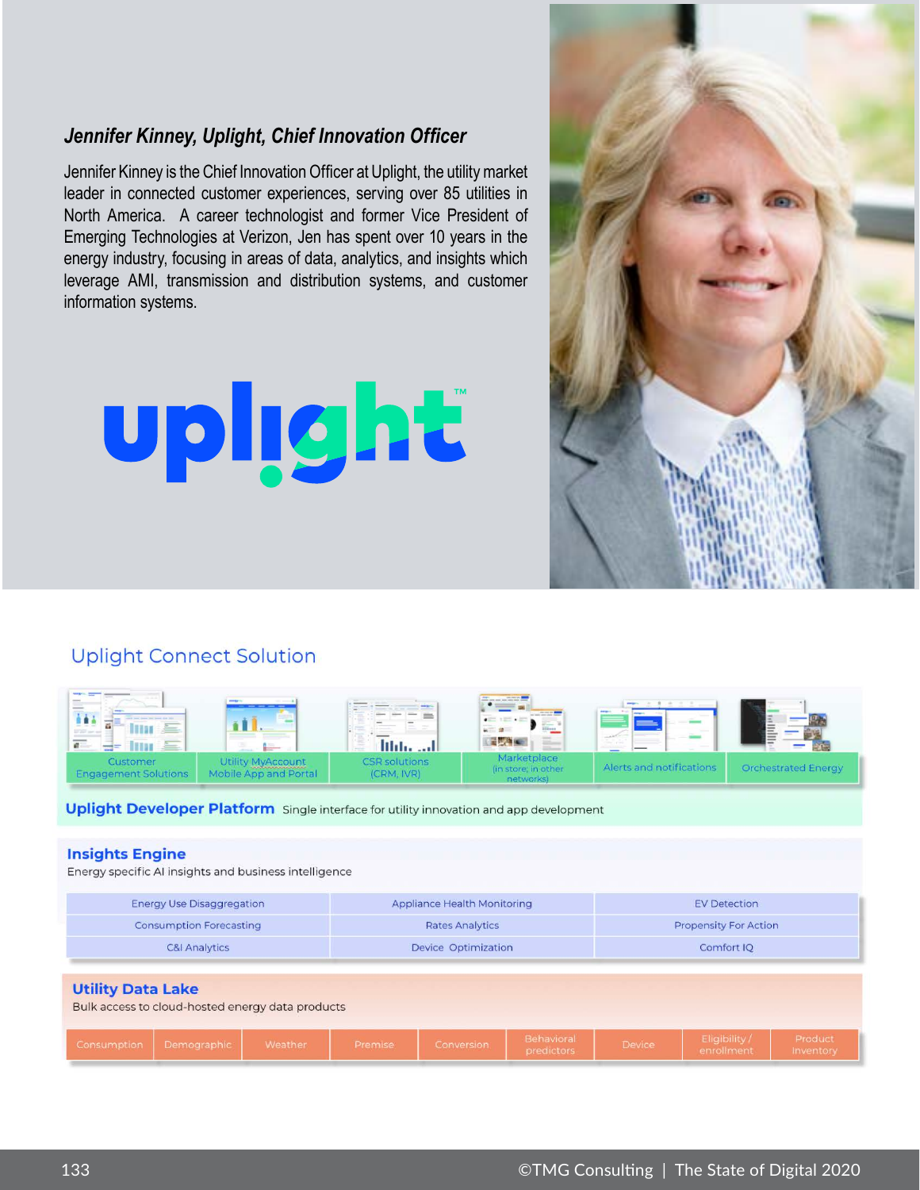### *Jennifer Kinney, Uplight, Chief Innovation Officer*

Jennifer Kinney is the Chief Innovation Officer at Uplight, the utility market leader in connected customer experiences, serving over 85 utilities in North America. A career technologist and former Vice President of Emerging Technologies at Verizon, Jen has spent over 10 years in the energy industry, focusing in areas of data, analytics, and insights which leverage AMI, transmission and distribution systems, and customer information systems.

uplight™

## Uplight Connect Solution

Customer Engagement Solutions

Utility MyAccount Mobile App and Portal

CSR solutions (CRM, IVR)

Marketplace (in store; in other networks)

Alerts and notifications

Orchestrated Energy

**Uplight Developer Platform** Single interface for utility innovation and app development

**Insights Engine**

Energy specific AI insights and business intelligence

| | | |
|---|---|---|
| Energy Use Disaggregation | Appliance Health Monitoring | EV Detection |
| Consumption Forecasting | Rates Analytics | Propensity For Action |
| C&I Analytics | Device Optimization | Comfort IQ |

**Utility Data Lake**

Bulk access to cloud-hosted energy data products

| | | | | | | | | |
|---|---|---|---|---|---|---|---|---|
| Consumption | Demographic | Weather | Premise | Conversion | Behavioral predictors | Device | Eligibility / enrollment | Product inventory |